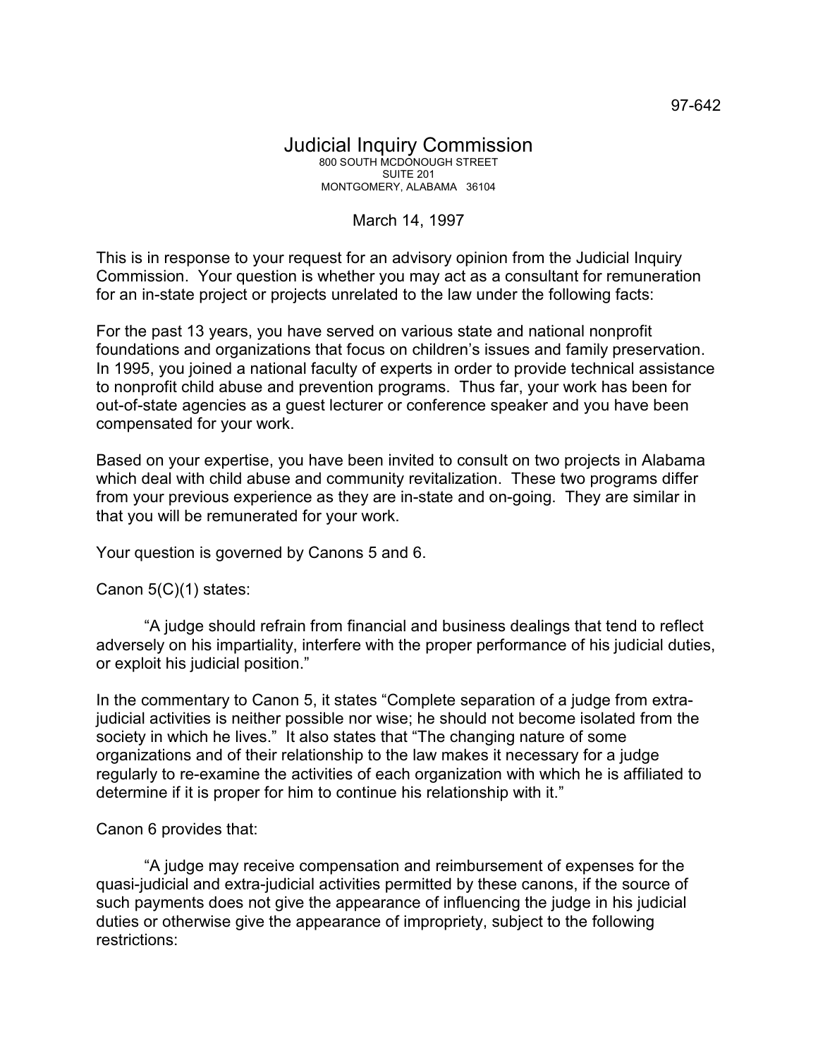97-642

# Judicial Inquiry Commission

800 SOUTH MCDONOUGH STREET
SUITE 201
MONTGOMERY, ALABAMA 36104

March 14, 1997

This is in response to your request for an advisory opinion from the Judicial Inquiry Commission. Your question is whether you may act as a consultant for remuneration for an in-state project or projects unrelated to the law under the following facts:

For the past 13 years, you have served on various state and national nonprofit foundations and organizations that focus on children's issues and family preservation. In 1995, you joined a national faculty of experts in order to provide technical assistance to nonprofit child abuse and prevention programs. Thus far, your work has been for out-of-state agencies as a guest lecturer or conference speaker and you have been compensated for your work.

Based on your expertise, you have been invited to consult on two projects in Alabama which deal with child abuse and community revitalization. These two programs differ from your previous experience as they are in-state and on-going. They are similar in that you will be remunerated for your work.

Your question is governed by Canons 5 and 6.

Canon 5(C)(1) states:

> "A judge should refrain from financial and business dealings that tend to reflect adversely on his impartiality, interfere with the proper performance of his judicial duties, or exploit his judicial position."

In the commentary to Canon 5, it states "Complete separation of a judge from extra-judicial activities is neither possible nor wise; he should not become isolated from the society in which he lives." It also states that "The changing nature of some organizations and of their relationship to the law makes it necessary for a judge regularly to re-examine the activities of each organization with which he is affiliated to determine if it is proper for him to continue his relationship with it."

Canon 6 provides that:

> "A judge may receive compensation and reimbursement of expenses for the quasi-judicial and extra-judicial activities permitted by these canons, if the source of such payments does not give the appearance of influencing the judge in his judicial duties or otherwise give the appearance of impropriety, subject to the following restrictions: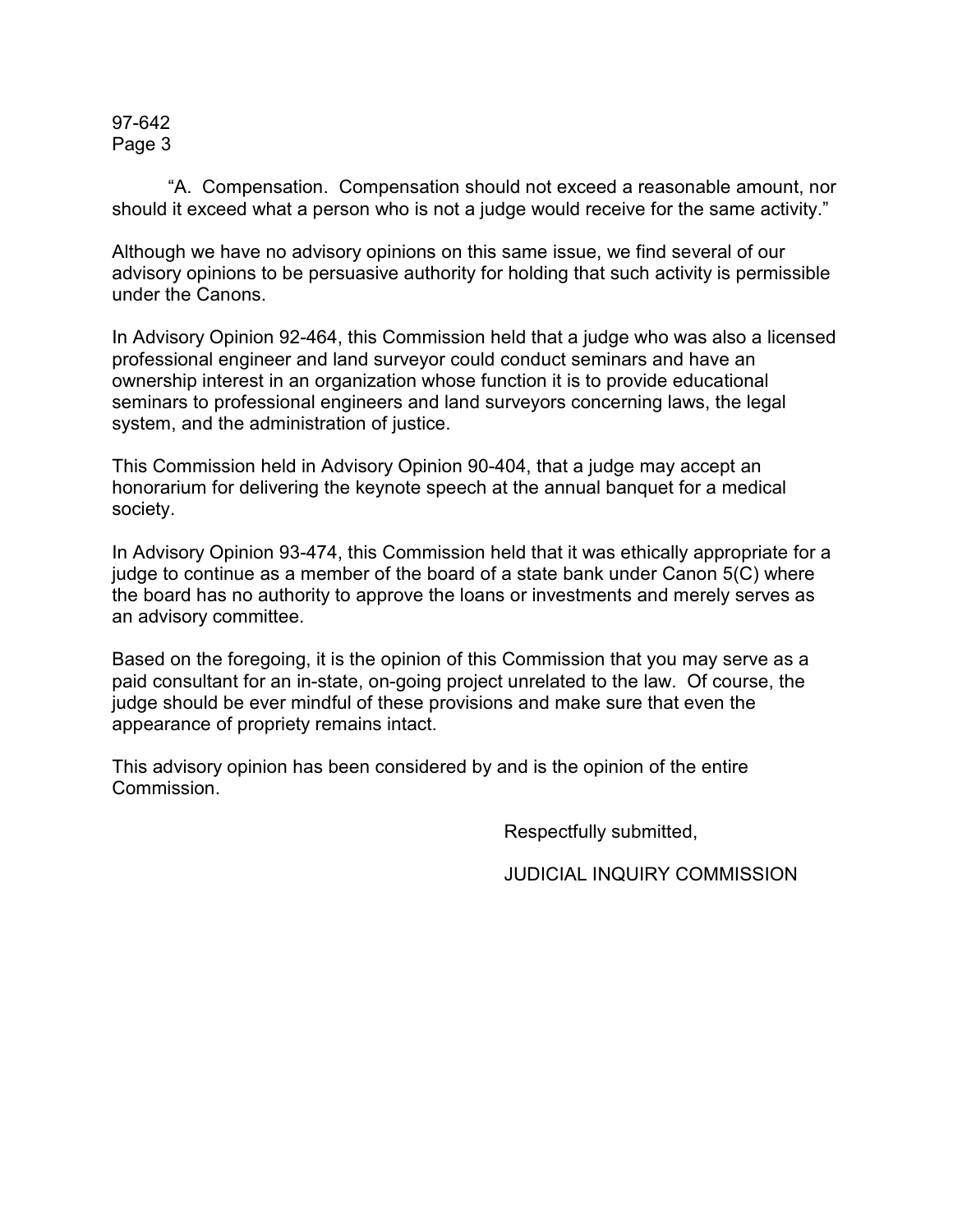"A. Compensation. Compensation should not exceed a reasonable amount, nor should it exceed what a person who is not a judge would receive for the same activity."

Although we have no advisory opinions on this same issue, we find several of our advisory opinions to be persuasive authority for holding that such activity is permissible under the Canons.

In Advisory Opinion 92-464, this Commission held that a judge who was also a licensed professional engineer and land surveyor could conduct seminars and have an ownership interest in an organization whose function it is to provide educational seminars to professional engineers and land surveyors concerning laws, the legal system, and the administration of justice.

This Commission held in Advisory Opinion 90-404, that a judge may accept an honorarium for delivering the keynote speech at the annual banquet for a medical society.

In Advisory Opinion 93-474, this Commission held that it was ethically appropriate for a judge to continue as a member of the board of a state bank under Canon 5(C) where the board has no authority to approve the loans or investments and merely serves as an advisory committee.

Based on the foregoing, it is the opinion of this Commission that you may serve as a paid consultant for an in-state, on-going project unrelated to the law. Of course, the judge should be ever mindful of these provisions and make sure that even the appearance of propriety remains intact.

This advisory opinion has been considered by and is the opinion of the entire Commission.

Respectfully submitted,

JUDICIAL INQUIRY COMMISSION